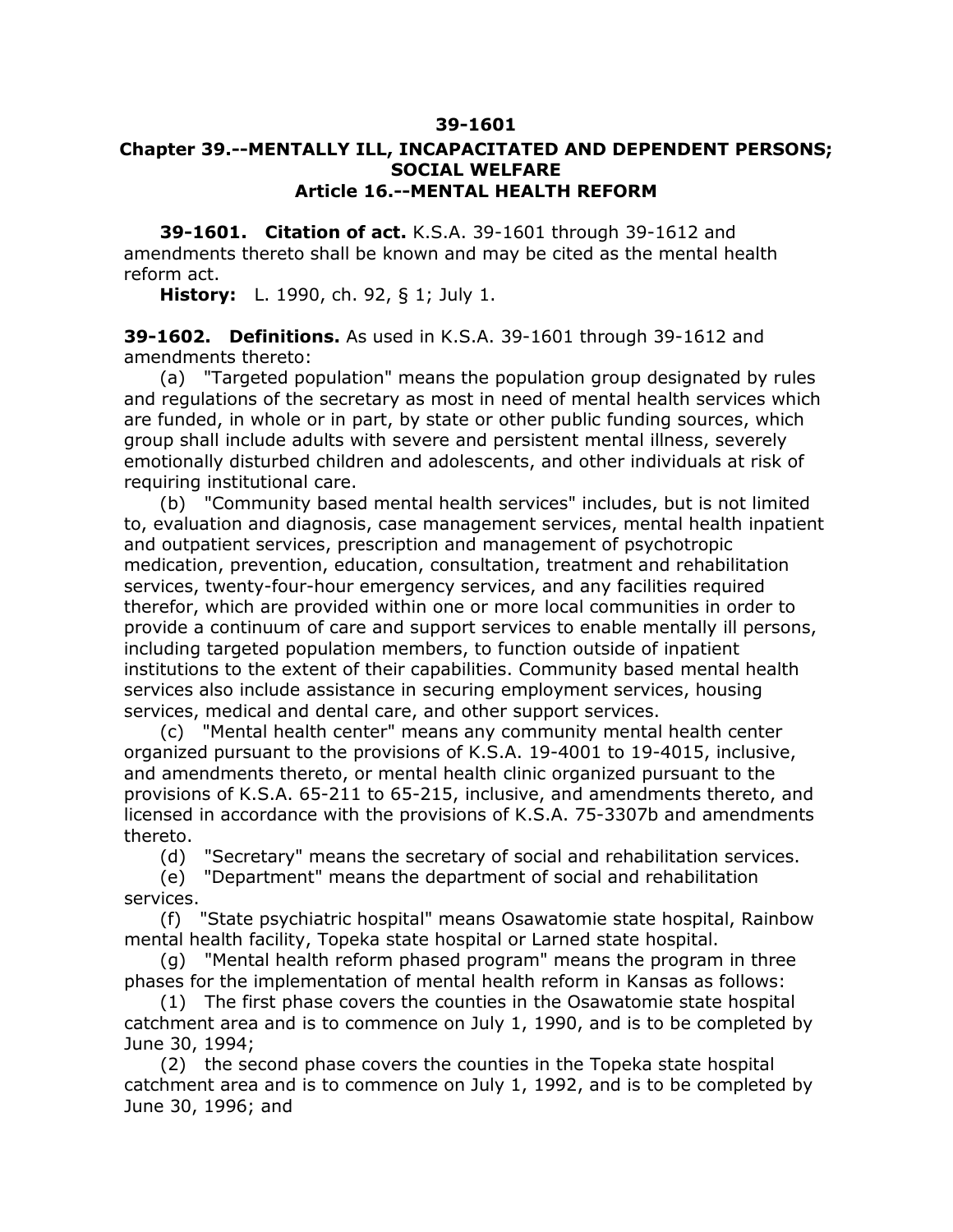# 39-1601

## Chapter 39.--MENTALLY ILL, INCAPACITATED AND DEPENDENT PERSONS; SOCIAL WELFARE

### Article 16.--MENTAL HEALTH REFORM

**39-1601. Citation of act.** K.S.A. 39-1601 through 39-1612 and amendments thereto shall be known and may be cited as the mental health reform act.

**History:** L. 1990, ch. 92, § 1; July 1.

**39-1602. Definitions.** As used in K.S.A. 39-1601 through 39-1612 and amendments thereto:

(a) "Targeted population" means the population group designated by rules and regulations of the secretary as most in need of mental health services which are funded, in whole or in part, by state or other public funding sources, which group shall include adults with severe and persistent mental illness, severely emotionally disturbed children and adolescents, and other individuals at risk of requiring institutional care.

(b) "Community based mental health services" includes, but is not limited to, evaluation and diagnosis, case management services, mental health inpatient and outpatient services, prescription and management of psychotropic medication, prevention, education, consultation, treatment and rehabilitation services, twenty-four-hour emergency services, and any facilities required therefor, which are provided within one or more local communities in order to provide a continuum of care and support services to enable mentally ill persons, including targeted population members, to function outside of inpatient institutions to the extent of their capabilities. Community based mental health services also include assistance in securing employment services, housing services, medical and dental care, and other support services.

(c) "Mental health center" means any community mental health center organized pursuant to the provisions of K.S.A. 19-4001 to 19-4015, inclusive, and amendments thereto, or mental health clinic organized pursuant to the provisions of K.S.A. 65-211 to 65-215, inclusive, and amendments thereto, and licensed in accordance with the provisions of K.S.A. 75-3307b and amendments thereto.

(d) "Secretary" means the secretary of social and rehabilitation services.

(e) "Department" means the department of social and rehabilitation services.

(f) "State psychiatric hospital" means Osawatomie state hospital, Rainbow mental health facility, Topeka state hospital or Larned state hospital.

(g) "Mental health reform phased program" means the program in three phases for the implementation of mental health reform in Kansas as follows:

(1) The first phase covers the counties in the Osawatomie state hospital catchment area and is to commence on July 1, 1990, and is to be completed by June 30, 1994;

(2) the second phase covers the counties in the Topeka state hospital catchment area and is to commence on July 1, 1992, and is to be completed by June 30, 1996; and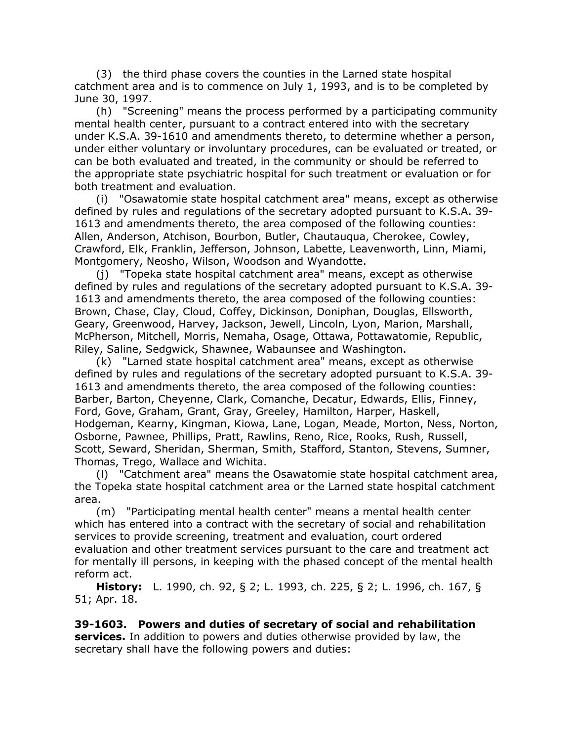(3) the third phase covers the counties in the Larned state hospital catchment area and is to commence on July 1, 1993, and is to be completed by June 30, 1997.

(h) "Screening" means the process performed by a participating community mental health center, pursuant to a contract entered into with the secretary under K.S.A. 39-1610 and amendments thereto, to determine whether a person, under either voluntary or involuntary procedures, can be evaluated or treated, or can be both evaluated and treated, in the community or should be referred to the appropriate state psychiatric hospital for such treatment or evaluation or for both treatment and evaluation.

(i) "Osawatomie state hospital catchment area" means, except as otherwise defined by rules and regulations of the secretary adopted pursuant to K.S.A. 39-1613 and amendments thereto, the area composed of the following counties: Allen, Anderson, Atchison, Bourbon, Butler, Chautauqua, Cherokee, Cowley, Crawford, Elk, Franklin, Jefferson, Johnson, Labette, Leavenworth, Linn, Miami, Montgomery, Neosho, Wilson, Woodson and Wyandotte.

(j) "Topeka state hospital catchment area" means, except as otherwise defined by rules and regulations of the secretary adopted pursuant to K.S.A. 39-1613 and amendments thereto, the area composed of the following counties: Brown, Chase, Clay, Cloud, Coffey, Dickinson, Doniphan, Douglas, Ellsworth, Geary, Greenwood, Harvey, Jackson, Jewell, Lincoln, Lyon, Marion, Marshall, McPherson, Mitchell, Morris, Nemaha, Osage, Ottawa, Pottawatomie, Republic, Riley, Saline, Sedgwick, Shawnee, Wabaunsee and Washington.

(k) "Larned state hospital catchment area" means, except as otherwise defined by rules and regulations of the secretary adopted pursuant to K.S.A. 39-1613 and amendments thereto, the area composed of the following counties: Barber, Barton, Cheyenne, Clark, Comanche, Decatur, Edwards, Ellis, Finney, Ford, Gove, Graham, Grant, Gray, Greeley, Hamilton, Harper, Haskell, Hodgeman, Kearny, Kingman, Kiowa, Lane, Logan, Meade, Morton, Ness, Norton, Osborne, Pawnee, Phillips, Pratt, Rawlins, Reno, Rice, Rooks, Rush, Russell, Scott, Seward, Sheridan, Sherman, Smith, Stafford, Stanton, Stevens, Sumner, Thomas, Trego, Wallace and Wichita.

(l) "Catchment area" means the Osawatomie state hospital catchment area, the Topeka state hospital catchment area or the Larned state hospital catchment area.

(m) "Participating mental health center" means a mental health center which has entered into a contract with the secretary of social and rehabilitation services to provide screening, treatment and evaluation, court ordered evaluation and other treatment services pursuant to the care and treatment act for mentally ill persons, in keeping with the phased concept of the mental health reform act.

**History:** L. 1990, ch. 92, § 2; L. 1993, ch. 225, § 2; L. 1996, ch. 167, § 51; Apr. 18.

**39-1603. Powers and duties of secretary of social and rehabilitation services.** In addition to powers and duties otherwise provided by law, the secretary shall have the following powers and duties: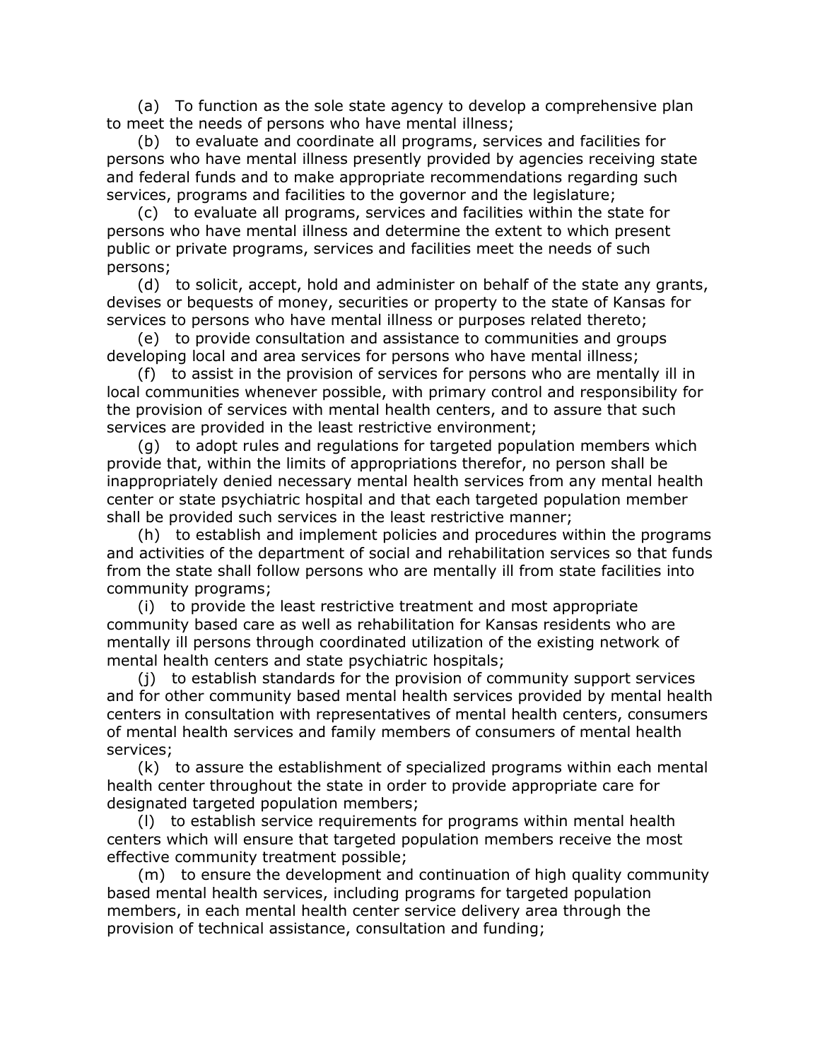(a) To function as the sole state agency to develop a comprehensive plan to meet the needs of persons who have mental illness;

(b) to evaluate and coordinate all programs, services and facilities for persons who have mental illness presently provided by agencies receiving state and federal funds and to make appropriate recommendations regarding such services, programs and facilities to the governor and the legislature;

(c) to evaluate all programs, services and facilities within the state for persons who have mental illness and determine the extent to which present public or private programs, services and facilities meet the needs of such persons;

(d) to solicit, accept, hold and administer on behalf of the state any grants, devises or bequests of money, securities or property to the state of Kansas for services to persons who have mental illness or purposes related thereto;

(e) to provide consultation and assistance to communities and groups developing local and area services for persons who have mental illness;

(f) to assist in the provision of services for persons who are mentally ill in local communities whenever possible, with primary control and responsibility for the provision of services with mental health centers, and to assure that such services are provided in the least restrictive environment;

(g) to adopt rules and regulations for targeted population members which provide that, within the limits of appropriations therefor, no person shall be inappropriately denied necessary mental health services from any mental health center or state psychiatric hospital and that each targeted population member shall be provided such services in the least restrictive manner;

(h) to establish and implement policies and procedures within the programs and activities of the department of social and rehabilitation services so that funds from the state shall follow persons who are mentally ill from state facilities into community programs;

(i) to provide the least restrictive treatment and most appropriate community based care as well as rehabilitation for Kansas residents who are mentally ill persons through coordinated utilization of the existing network of mental health centers and state psychiatric hospitals;

(j) to establish standards for the provision of community support services and for other community based mental health services provided by mental health centers in consultation with representatives of mental health centers, consumers of mental health services and family members of consumers of mental health services;

(k) to assure the establishment of specialized programs within each mental health center throughout the state in order to provide appropriate care for designated targeted population members;

(l) to establish service requirements for programs within mental health centers which will ensure that targeted population members receive the most effective community treatment possible;

(m) to ensure the development and continuation of high quality community based mental health services, including programs for targeted population members, in each mental health center service delivery area through the provision of technical assistance, consultation and funding;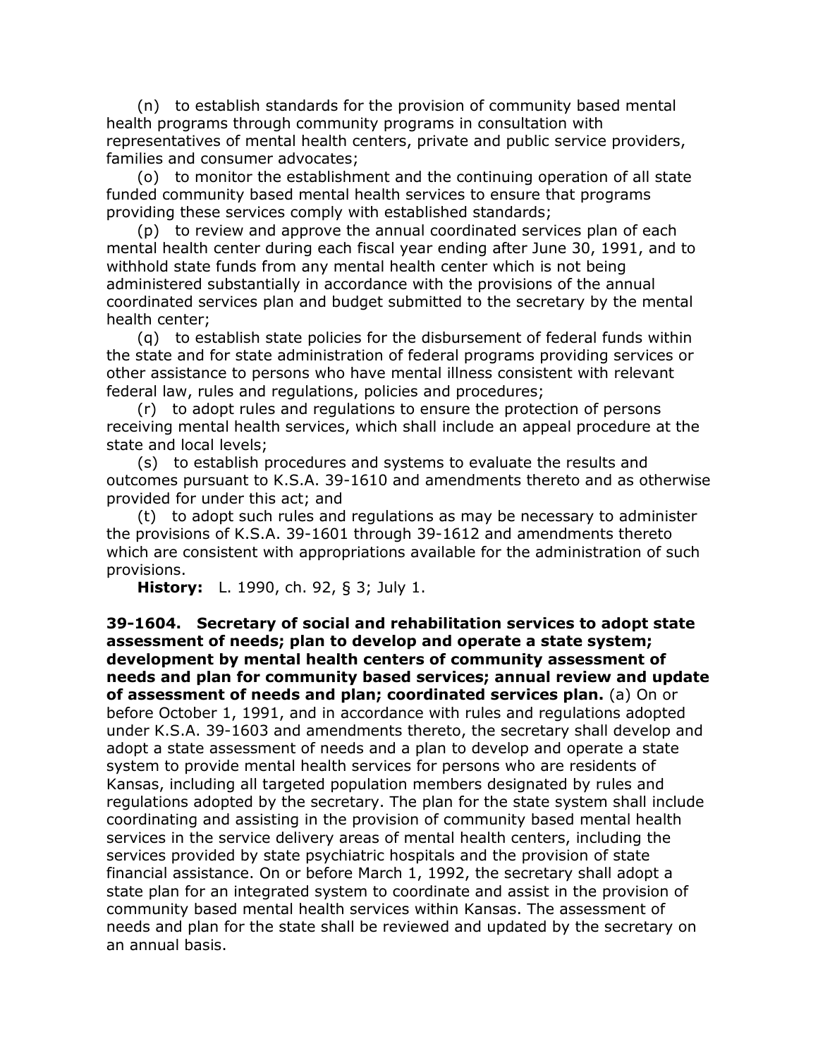(n) to establish standards for the provision of community based mental health programs through community programs in consultation with representatives of mental health centers, private and public service providers, families and consumer advocates;

(o) to monitor the establishment and the continuing operation of all state funded community based mental health services to ensure that programs providing these services comply with established standards;

(p) to review and approve the annual coordinated services plan of each mental health center during each fiscal year ending after June 30, 1991, and to withhold state funds from any mental health center which is not being administered substantially in accordance with the provisions of the annual coordinated services plan and budget submitted to the secretary by the mental health center;

(q) to establish state policies for the disbursement of federal funds within the state and for state administration of federal programs providing services or other assistance to persons who have mental illness consistent with relevant federal law, rules and regulations, policies and procedures;

(r) to adopt rules and regulations to ensure the protection of persons receiving mental health services, which shall include an appeal procedure at the state and local levels;

(s) to establish procedures and systems to evaluate the results and outcomes pursuant to K.S.A. 39-1610 and amendments thereto and as otherwise provided for under this act; and

(t) to adopt such rules and regulations as may be necessary to administer the provisions of K.S.A. 39-1601 through 39-1612 and amendments thereto which are consistent with appropriations available for the administration of such provisions.

**History:** L. 1990, ch. 92, § 3; July 1.

**39-1604. Secretary of social and rehabilitation services to adopt state assessment of needs; plan to develop and operate a state system; development by mental health centers of community assessment of needs and plan for community based services; annual review and update of assessment of needs and plan; coordinated services plan.** (a) On or before October 1, 1991, and in accordance with rules and regulations adopted under K.S.A. 39-1603 and amendments thereto, the secretary shall develop and adopt a state assessment of needs and a plan to develop and operate a state system to provide mental health services for persons who are residents of Kansas, including all targeted population members designated by rules and regulations adopted by the secretary. The plan for the state system shall include coordinating and assisting in the provision of community based mental health services in the service delivery areas of mental health centers, including the services provided by state psychiatric hospitals and the provision of state financial assistance. On or before March 1, 1992, the secretary shall adopt a state plan for an integrated system to coordinate and assist in the provision of community based mental health services within Kansas. The assessment of needs and plan for the state shall be reviewed and updated by the secretary on an annual basis.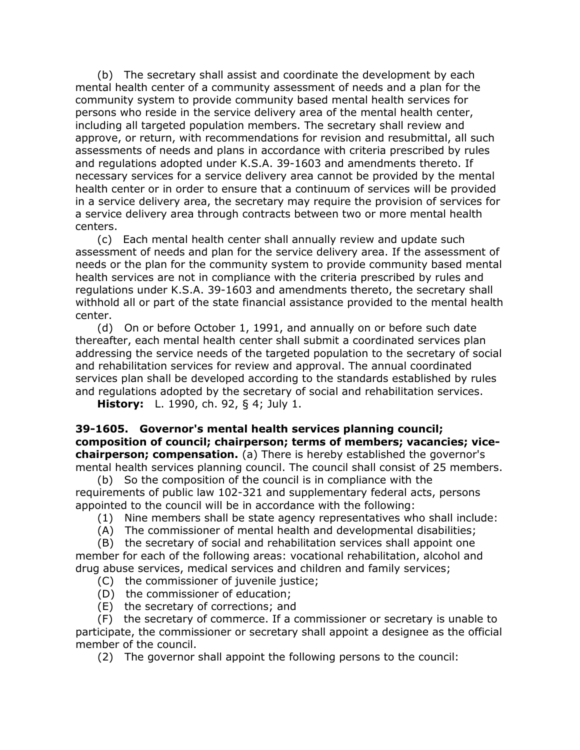(b) The secretary shall assist and coordinate the development by each mental health center of a community assessment of needs and a plan for the community system to provide community based mental health services for persons who reside in the service delivery area of the mental health center, including all targeted population members. The secretary shall review and approve, or return, with recommendations for revision and resubmittal, all such assessments of needs and plans in accordance with criteria prescribed by rules and regulations adopted under K.S.A. 39-1603 and amendments thereto. If necessary services for a service delivery area cannot be provided by the mental health center or in order to ensure that a continuum of services will be provided in a service delivery area, the secretary may require the provision of services for a service delivery area through contracts between two or more mental health centers.

(c) Each mental health center shall annually review and update such assessment of needs and plan for the service delivery area. If the assessment of needs or the plan for the community system to provide community based mental health services are not in compliance with the criteria prescribed by rules and regulations under K.S.A. 39-1603 and amendments thereto, the secretary shall withhold all or part of the state financial assistance provided to the mental health center.

(d) On or before October 1, 1991, and annually on or before such date thereafter, each mental health center shall submit a coordinated services plan addressing the service needs of the targeted population to the secretary of social and rehabilitation services for review and approval. The annual coordinated services plan shall be developed according to the standards established by rules and regulations adopted by the secretary of social and rehabilitation services.

**History:** L. 1990, ch. 92, § 4; July 1.

**39-1605. Governor's mental health services planning council; composition of council; chairperson; terms of members; vacancies; vice-chairperson; compensation.** (a) There is hereby established the governor's mental health services planning council. The council shall consist of 25 members.

(b) So the composition of the council is in compliance with the requirements of public law 102-321 and supplementary federal acts, persons appointed to the council will be in accordance with the following:

(1) Nine members shall be state agency representatives who shall include:

(A) The commissioner of mental health and developmental disabilities;

(B) the secretary of social and rehabilitation services shall appoint one member for each of the following areas: vocational rehabilitation, alcohol and drug abuse services, medical services and children and family services;

(C) the commissioner of juvenile justice;

(D) the commissioner of education;

(E) the secretary of corrections; and

(F) the secretary of commerce. If a commissioner or secretary is unable to participate, the commissioner or secretary shall appoint a designee as the official member of the council.

(2) The governor shall appoint the following persons to the council: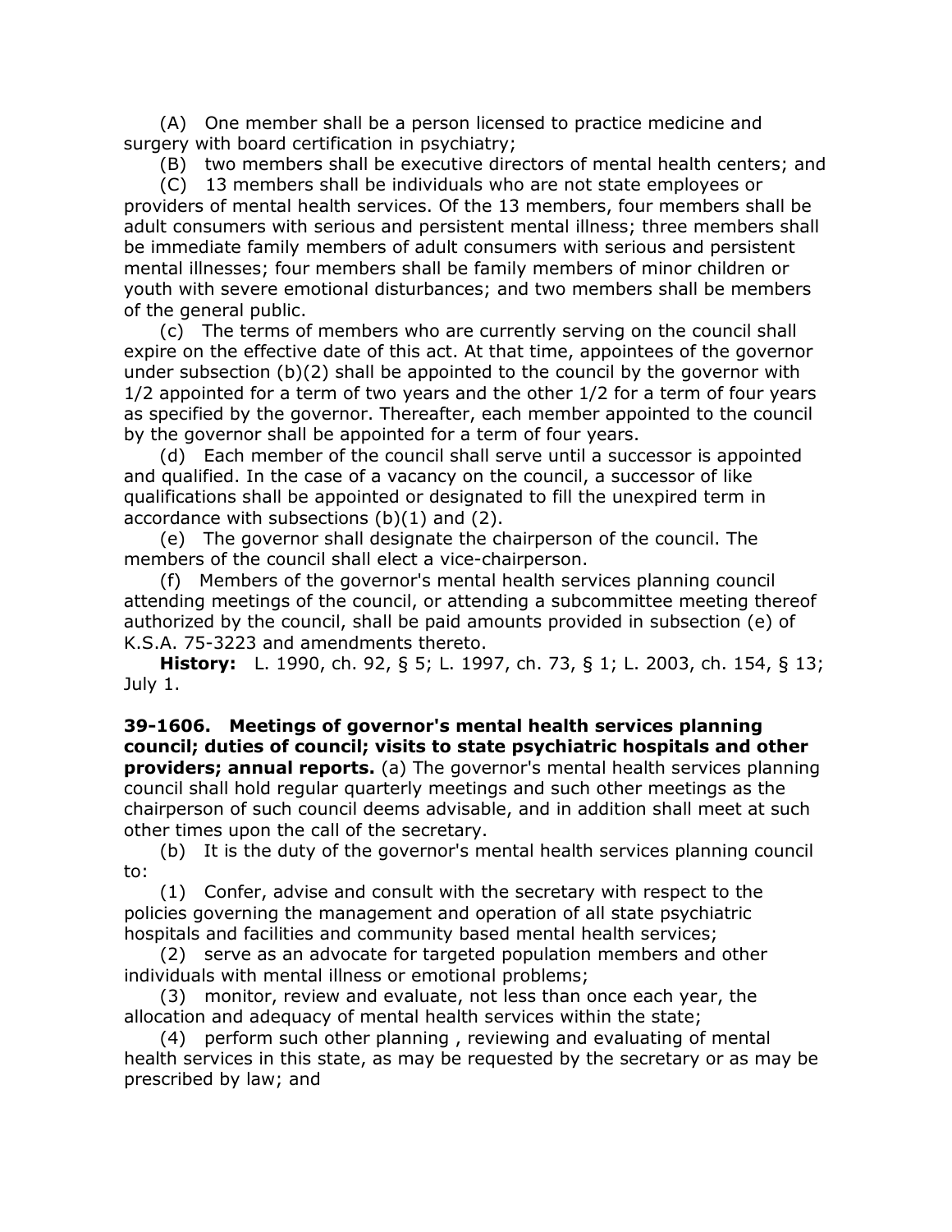(A) One member shall be a person licensed to practice medicine and surgery with board certification in psychiatry;

(B) two members shall be executive directors of mental health centers; and

(C) 13 members shall be individuals who are not state employees or providers of mental health services. Of the 13 members, four members shall be adult consumers with serious and persistent mental illness; three members shall be immediate family members of adult consumers with serious and persistent mental illnesses; four members shall be family members of minor children or youth with severe emotional disturbances; and two members shall be members of the general public.

(c) The terms of members who are currently serving on the council shall expire on the effective date of this act. At that time, appointees of the governor under subsection (b)(2) shall be appointed to the council by the governor with 1/2 appointed for a term of two years and the other 1/2 for a term of four years as specified by the governor. Thereafter, each member appointed to the council by the governor shall be appointed for a term of four years.

(d) Each member of the council shall serve until a successor is appointed and qualified. In the case of a vacancy on the council, a successor of like qualifications shall be appointed or designated to fill the unexpired term in accordance with subsections (b)(1) and (2).

(e) The governor shall designate the chairperson of the council. The members of the council shall elect a vice-chairperson.

(f) Members of the governor's mental health services planning council attending meetings of the council, or attending a subcommittee meeting thereof authorized by the council, shall be paid amounts provided in subsection (e) of K.S.A. 75-3223 and amendments thereto.

**History:** L. 1990, ch. 92, § 5; L. 1997, ch. 73, § 1; L. 2003, ch. 154, § 13; July 1.

**39-1606. Meetings of governor's mental health services planning council; duties of council; visits to state psychiatric hospitals and other providers; annual reports.** (a) The governor's mental health services planning council shall hold regular quarterly meetings and such other meetings as the chairperson of such council deems advisable, and in addition shall meet at such other times upon the call of the secretary.

(b) It is the duty of the governor's mental health services planning council to:

(1) Confer, advise and consult with the secretary with respect to the policies governing the management and operation of all state psychiatric hospitals and facilities and community based mental health services;

(2) serve as an advocate for targeted population members and other individuals with mental illness or emotional problems;

(3) monitor, review and evaluate, not less than once each year, the allocation and adequacy of mental health services within the state;

(4) perform such other planning , reviewing and evaluating of mental health services in this state, as may be requested by the secretary or as may be prescribed by law; and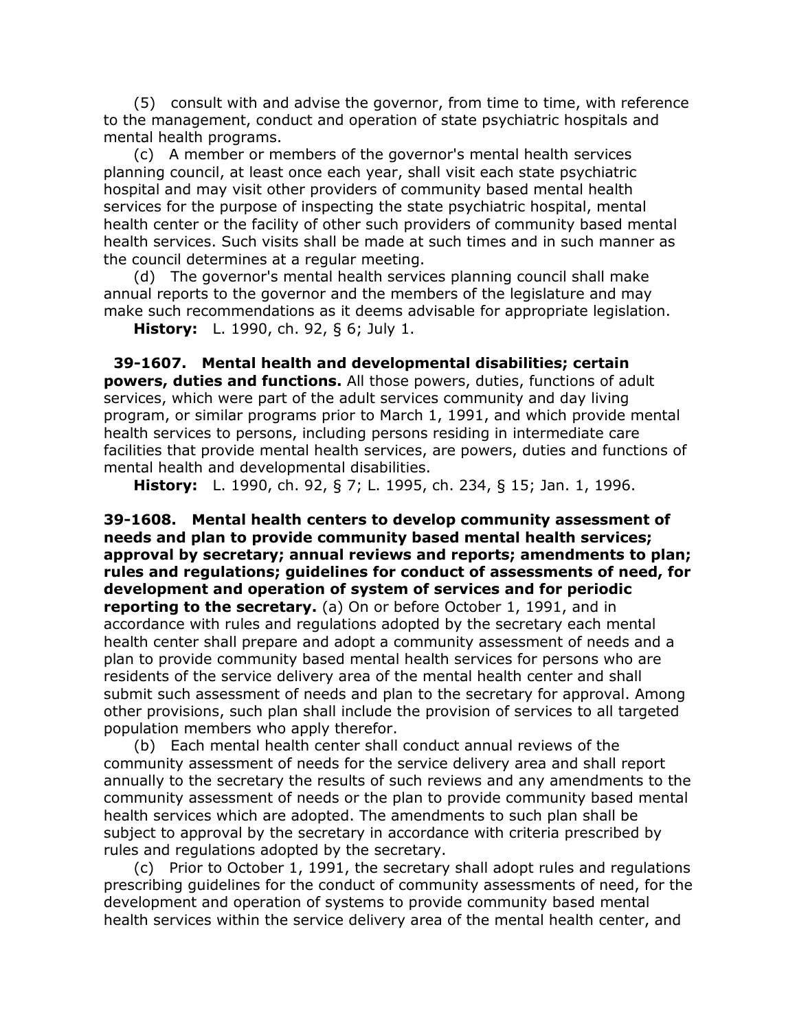(5) consult with and advise the governor, from time to time, with reference to the management, conduct and operation of state psychiatric hospitals and mental health programs.

(c) A member or members of the governor's mental health services planning council, at least once each year, shall visit each state psychiatric hospital and may visit other providers of community based mental health services for the purpose of inspecting the state psychiatric hospital, mental health center or the facility of other such providers of community based mental health services. Such visits shall be made at such times and in such manner as the council determines at a regular meeting.

(d) The governor's mental health services planning council shall make annual reports to the governor and the members of the legislature and may make such recommendations as it deems advisable for appropriate legislation.

**History:** L. 1990, ch. 92, § 6; July 1.

**39-1607. Mental health and developmental disabilities; certain powers, duties and functions.** All those powers, duties, functions of adult services, which were part of the adult services community and day living program, or similar programs prior to March 1, 1991, and which provide mental health services to persons, including persons residing in intermediate care facilities that provide mental health services, are powers, duties and functions of mental health and developmental disabilities.

**History:** L. 1990, ch. 92, § 7; L. 1995, ch. 234, § 15; Jan. 1, 1996.

**39-1608. Mental health centers to develop community assessment of needs and plan to provide community based mental health services; approval by secretary; annual reviews and reports; amendments to plan; rules and regulations; guidelines for conduct of assessments of need, for development and operation of system of services and for periodic reporting to the secretary.** (a) On or before October 1, 1991, and in accordance with rules and regulations adopted by the secretary each mental health center shall prepare and adopt a community assessment of needs and a plan to provide community based mental health services for persons who are residents of the service delivery area of the mental health center and shall submit such assessment of needs and plan to the secretary for approval. Among other provisions, such plan shall include the provision of services to all targeted population members who apply therefor.

(b) Each mental health center shall conduct annual reviews of the community assessment of needs for the service delivery area and shall report annually to the secretary the results of such reviews and any amendments to the community assessment of needs or the plan to provide community based mental health services which are adopted. The amendments to such plan shall be subject to approval by the secretary in accordance with criteria prescribed by rules and regulations adopted by the secretary.

(c) Prior to October 1, 1991, the secretary shall adopt rules and regulations prescribing guidelines for the conduct of community assessments of need, for the development and operation of systems to provide community based mental health services within the service delivery area of the mental health center, and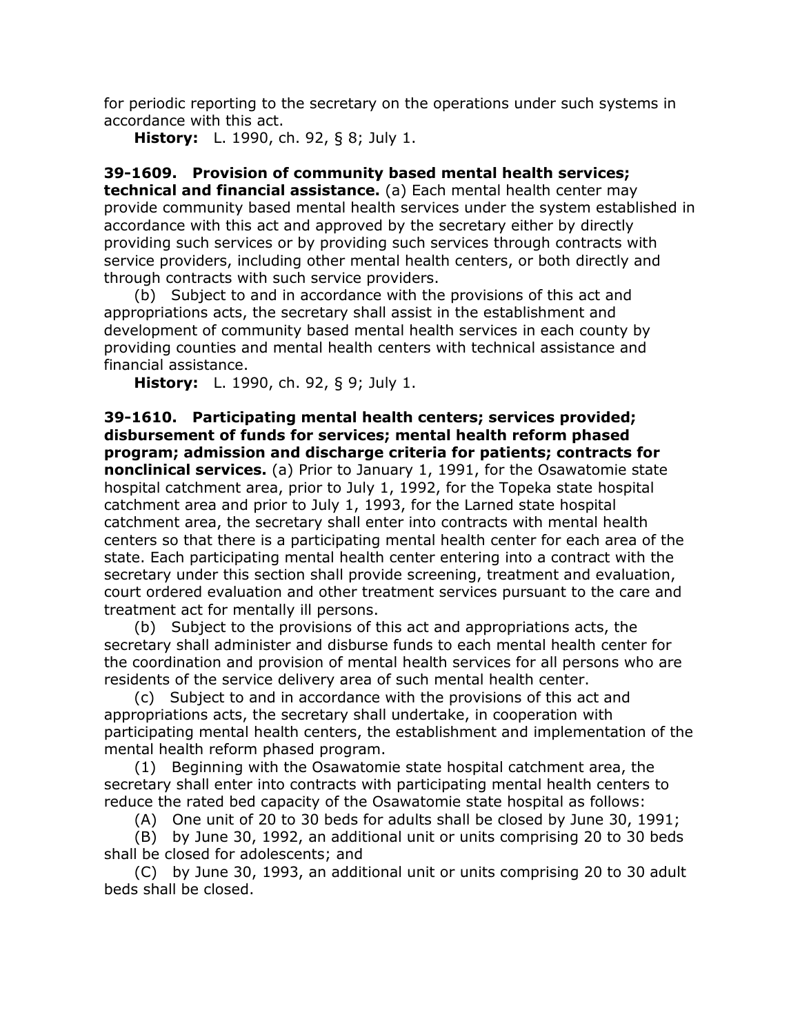for periodic reporting to the secretary on the operations under such systems in accordance with this act.

**History:** L. 1990, ch. 92, § 8; July 1.

**39-1609. Provision of community based mental health services; technical and financial assistance.** (a) Each mental health center may provide community based mental health services under the system established in accordance with this act and approved by the secretary either by directly providing such services or by providing such services through contracts with service providers, including other mental health centers, or both directly and through contracts with such service providers.

(b) Subject to and in accordance with the provisions of this act and appropriations acts, the secretary shall assist in the establishment and development of community based mental health services in each county by providing counties and mental health centers with technical assistance and financial assistance.

**History:** L. 1990, ch. 92, § 9; July 1.

**39-1610. Participating mental health centers; services provided; disbursement of funds for services; mental health reform phased program; admission and discharge criteria for patients; contracts for nonclinical services.** (a) Prior to January 1, 1991, for the Osawatomie state hospital catchment area, prior to July 1, 1992, for the Topeka state hospital catchment area and prior to July 1, 1993, for the Larned state hospital catchment area, the secretary shall enter into contracts with mental health centers so that there is a participating mental health center for each area of the state. Each participating mental health center entering into a contract with the secretary under this section shall provide screening, treatment and evaluation, court ordered evaluation and other treatment services pursuant to the care and treatment act for mentally ill persons.

(b) Subject to the provisions of this act and appropriations acts, the secretary shall administer and disburse funds to each mental health center for the coordination and provision of mental health services for all persons who are residents of the service delivery area of such mental health center.

(c) Subject to and in accordance with the provisions of this act and appropriations acts, the secretary shall undertake, in cooperation with participating mental health centers, the establishment and implementation of the mental health reform phased program.

(1) Beginning with the Osawatomie state hospital catchment area, the secretary shall enter into contracts with participating mental health centers to reduce the rated bed capacity of the Osawatomie state hospital as follows:

(A) One unit of 20 to 30 beds for adults shall be closed by June 30, 1991;

(B) by June 30, 1992, an additional unit or units comprising 20 to 30 beds shall be closed for adolescents; and

(C) by June 30, 1993, an additional unit or units comprising 20 to 30 adult beds shall be closed.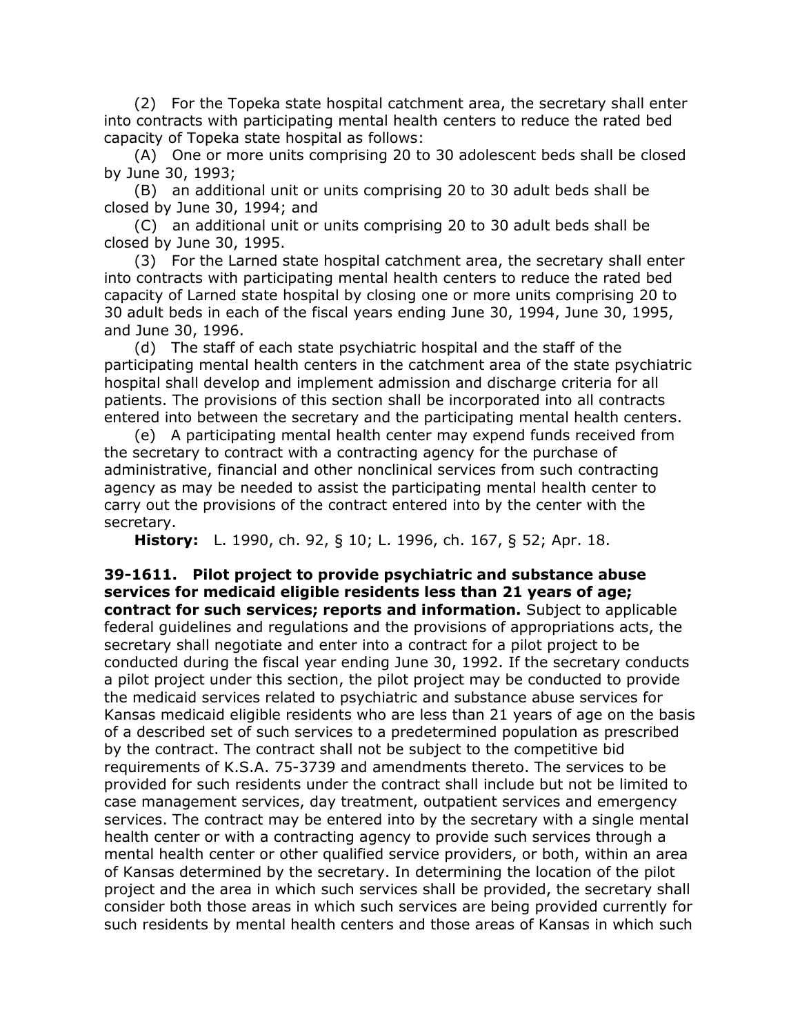(2) For the Topeka state hospital catchment area, the secretary shall enter into contracts with participating mental health centers to reduce the rated bed capacity of Topeka state hospital as follows:

(A) One or more units comprising 20 to 30 adolescent beds shall be closed by June 30, 1993;

(B) an additional unit or units comprising 20 to 30 adult beds shall be closed by June 30, 1994; and

(C) an additional unit or units comprising 20 to 30 adult beds shall be closed by June 30, 1995.

(3) For the Larned state hospital catchment area, the secretary shall enter into contracts with participating mental health centers to reduce the rated bed capacity of Larned state hospital by closing one or more units comprising 20 to 30 adult beds in each of the fiscal years ending June 30, 1994, June 30, 1995, and June 30, 1996.

(d) The staff of each state psychiatric hospital and the staff of the participating mental health centers in the catchment area of the state psychiatric hospital shall develop and implement admission and discharge criteria for all patients. The provisions of this section shall be incorporated into all contracts entered into between the secretary and the participating mental health centers.

(e) A participating mental health center may expend funds received from the secretary to contract with a contracting agency for the purchase of administrative, financial and other nonclinical services from such contracting agency as may be needed to assist the participating mental health center to carry out the provisions of the contract entered into by the center with the secretary.

**History:** L. 1990, ch. 92, § 10; L. 1996, ch. 167, § 52; Apr. 18.

**39-1611. Pilot project to provide psychiatric and substance abuse services for medicaid eligible residents less than 21 years of age; contract for such services; reports and information.** Subject to applicable federal guidelines and regulations and the provisions of appropriations acts, the secretary shall negotiate and enter into a contract for a pilot project to be conducted during the fiscal year ending June 30, 1992. If the secretary conducts a pilot project under this section, the pilot project may be conducted to provide the medicaid services related to psychiatric and substance abuse services for Kansas medicaid eligible residents who are less than 21 years of age on the basis of a described set of such services to a predetermined population as prescribed by the contract. The contract shall not be subject to the competitive bid requirements of K.S.A. 75-3739 and amendments thereto. The services to be provided for such residents under the contract shall include but not be limited to case management services, day treatment, outpatient services and emergency services. The contract may be entered into by the secretary with a single mental health center or with a contracting agency to provide such services through a mental health center or other qualified service providers, or both, within an area of Kansas determined by the secretary. In determining the location of the pilot project and the area in which such services shall be provided, the secretary shall consider both those areas in which such services are being provided currently for such residents by mental health centers and those areas of Kansas in which such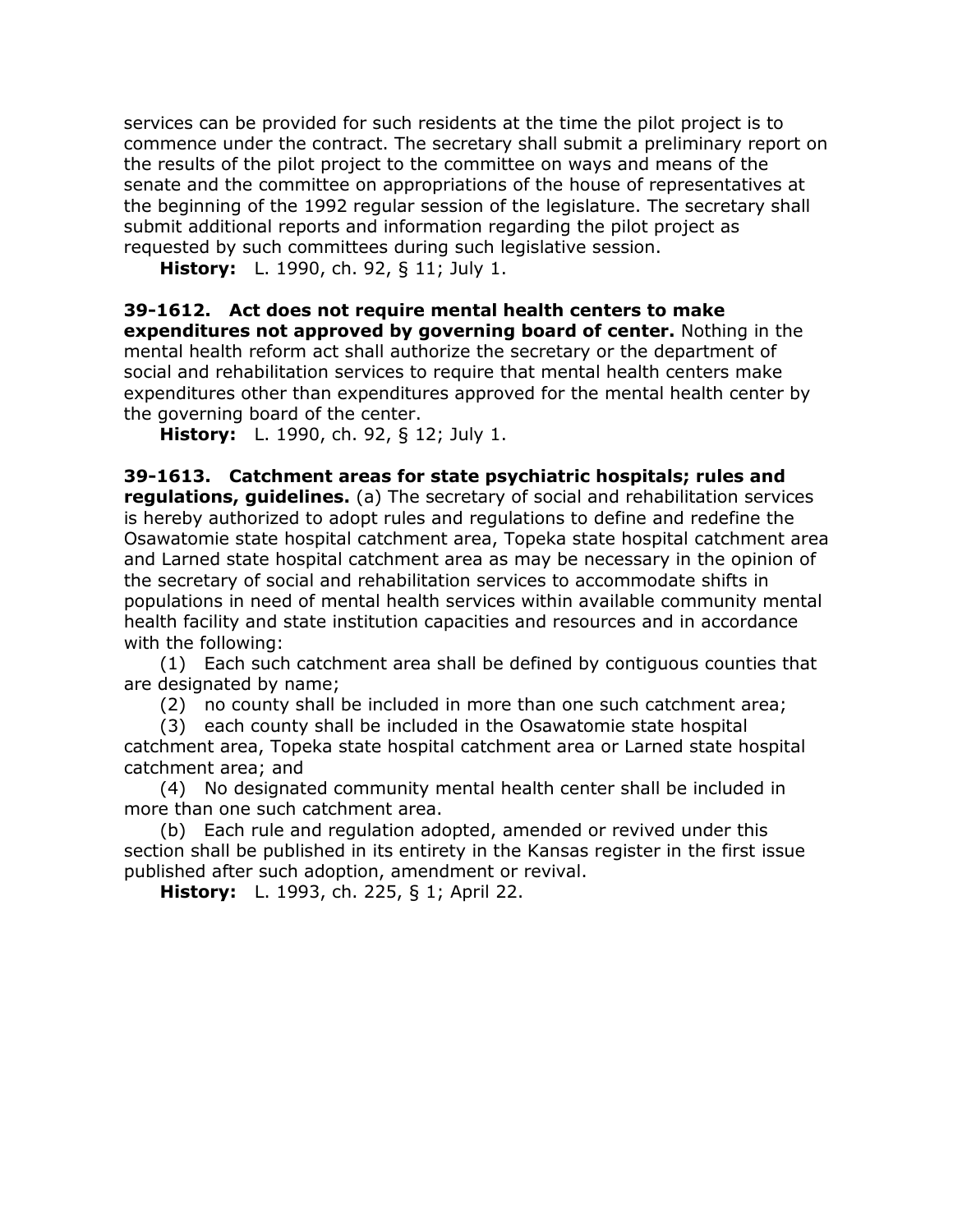services can be provided for such residents at the time the pilot project is to commence under the contract. The secretary shall submit a preliminary report on the results of the pilot project to the committee on ways and means of the senate and the committee on appropriations of the house of representatives at the beginning of the 1992 regular session of the legislature. The secretary shall submit additional reports and information regarding the pilot project as requested by such committees during such legislative session.

**History:** L. 1990, ch. 92, § 11; July 1.

**39-1612. Act does not require mental health centers to make expenditures not approved by governing board of center.** Nothing in the mental health reform act shall authorize the secretary or the department of social and rehabilitation services to require that mental health centers make expenditures other than expenditures approved for the mental health center by the governing board of the center.

**History:** L. 1990, ch. 92, § 12; July 1.

**39-1613. Catchment areas for state psychiatric hospitals; rules and regulations, guidelines.** (a) The secretary of social and rehabilitation services is hereby authorized to adopt rules and regulations to define and redefine the Osawatomie state hospital catchment area, Topeka state hospital catchment area and Larned state hospital catchment area as may be necessary in the opinion of the secretary of social and rehabilitation services to accommodate shifts in populations in need of mental health services within available community mental health facility and state institution capacities and resources and in accordance with the following:

(1) Each such catchment area shall be defined by contiguous counties that are designated by name;

(2) no county shall be included in more than one such catchment area;

(3) each county shall be included in the Osawatomie state hospital catchment area, Topeka state hospital catchment area or Larned state hospital catchment area; and

(4) No designated community mental health center shall be included in more than one such catchment area.

(b) Each rule and regulation adopted, amended or revived under this section shall be published in its entirety in the Kansas register in the first issue published after such adoption, amendment or revival.

**History:** L. 1993, ch. 225, § 1; April 22.